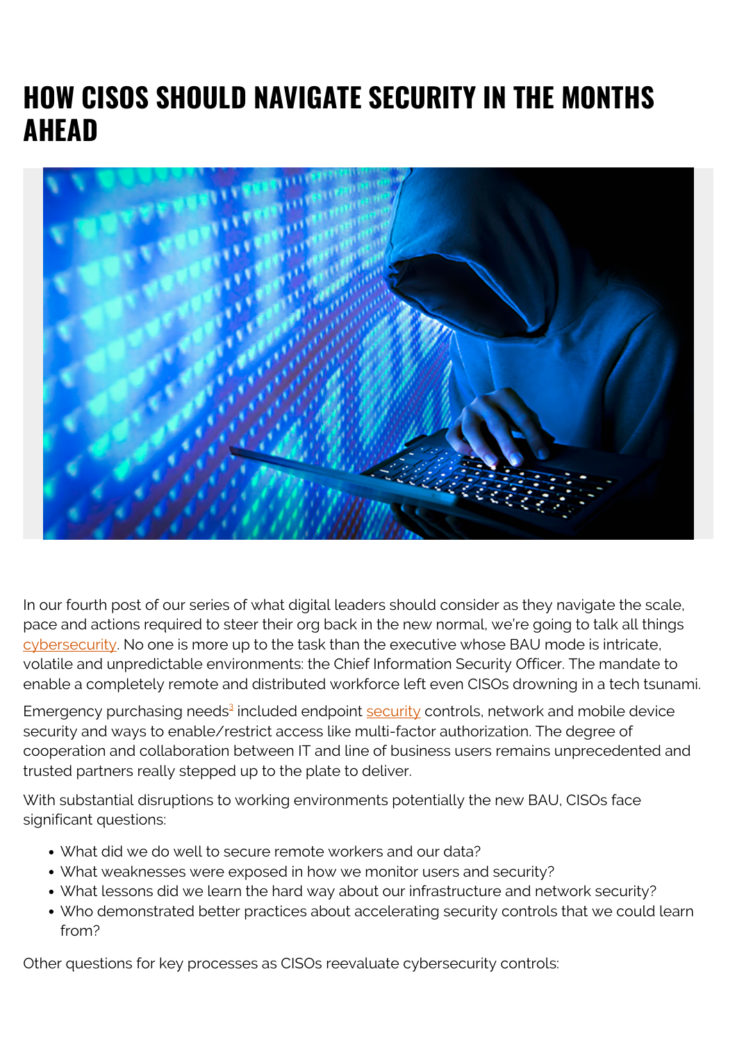# HOW CISOS SHOULD NAVIGATE SECURITY IN THE MONTHS AHEAD

In our fourth post of our series of what digital leaders should consider as they navigate the scale, pace and actions required to steer their org back in the new normal, we're going to talk all things cybersecurity. No one is more up to the task than the executive whose BAU mode is intricate, volatile and unpredictable environments: the Chief Information Security Officer. The mandate to enable a completely remote and distributed workforce left even CISOs drowning in a tech tsunami.

Emergency purchasing needs[3] included endpoint security controls, network and mobile device security and ways to enable/restrict access like multi-factor authorization. The degree of cooperation and collaboration between IT and line of business users remains unprecedented and trusted partners really stepped up to the plate to deliver.

With substantial disruptions to working environments potentially the new BAU, CISOs face significant questions:

- What did we do well to secure remote workers and our data?
- What weaknesses were exposed in how we monitor users and security?
- What lessons did we learn the hard way about our infrastructure and network security?
- Who demonstrated better practices about accelerating security controls that we could learn from?

Other questions for key processes as CISOs reevaluate cybersecurity controls: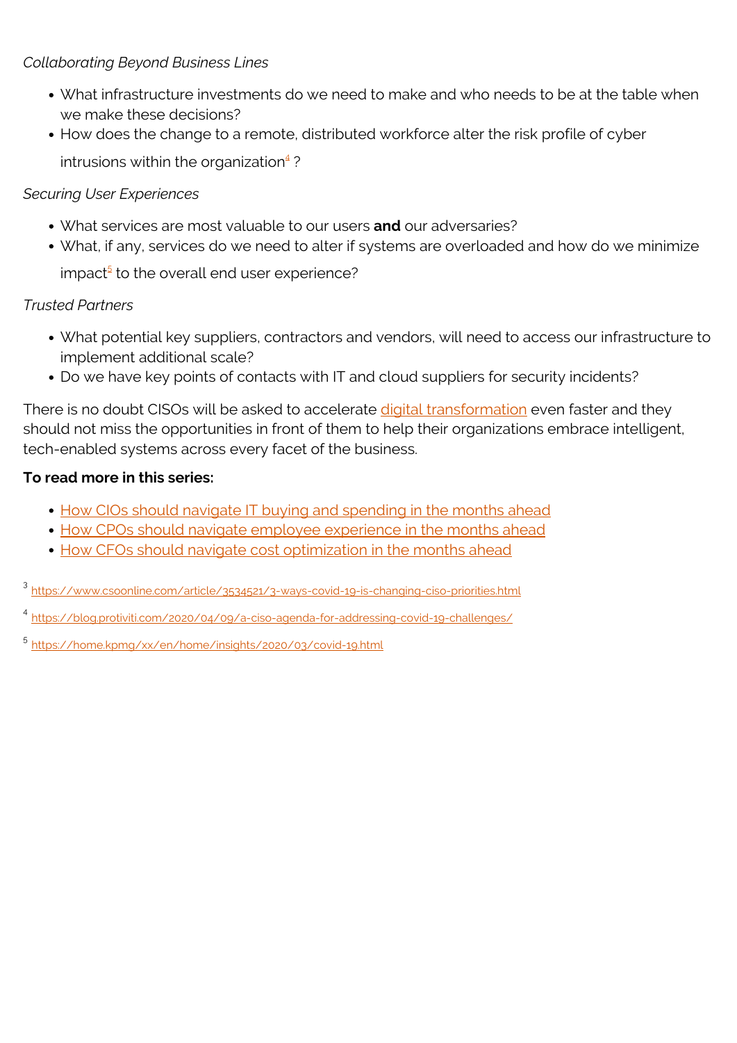*Collaborating Beyond Business Lines*

- What infrastructure investments do we need to make and who needs to be at the table when we make these decisions?
- How does the change to a remote, distributed workforce alter the risk profile of cyber intrusions within the organization[4] ?

*Securing User Experiences*

- What services are most valuable to our users **and** our adversaries?
- What, if any, services do we need to alter if systems are overloaded and how do we minimize impact[5] to the overall end user experience?

*Trusted Partners*

- What potential key suppliers, contractors and vendors, will need to access our infrastructure to implement additional scale?
- Do we have key points of contacts with IT and cloud suppliers for security incidents?

There is no doubt CISOs will be asked to accelerate digital transformation even faster and they should not miss the opportunities in front of them to help their organizations embrace intelligent, tech-enabled systems across every facet of the business.

**To read more in this series:**

- How CIOs should navigate IT buying and spending in the months ahead
- How CPOs should navigate employee experience in the months ahead
- How CFOs should navigate cost optimization in the months ahead

[3] https://www.csoonline.com/article/3534521/3-ways-covid-19-is-changing-ciso-priorities.html

[4] https://blog.protiviti.com/2020/04/09/a-ciso-agenda-for-addressing-covid-19-challenges/

[5] https://home.kpmg/xx/en/home/insights/2020/03/covid-19.html